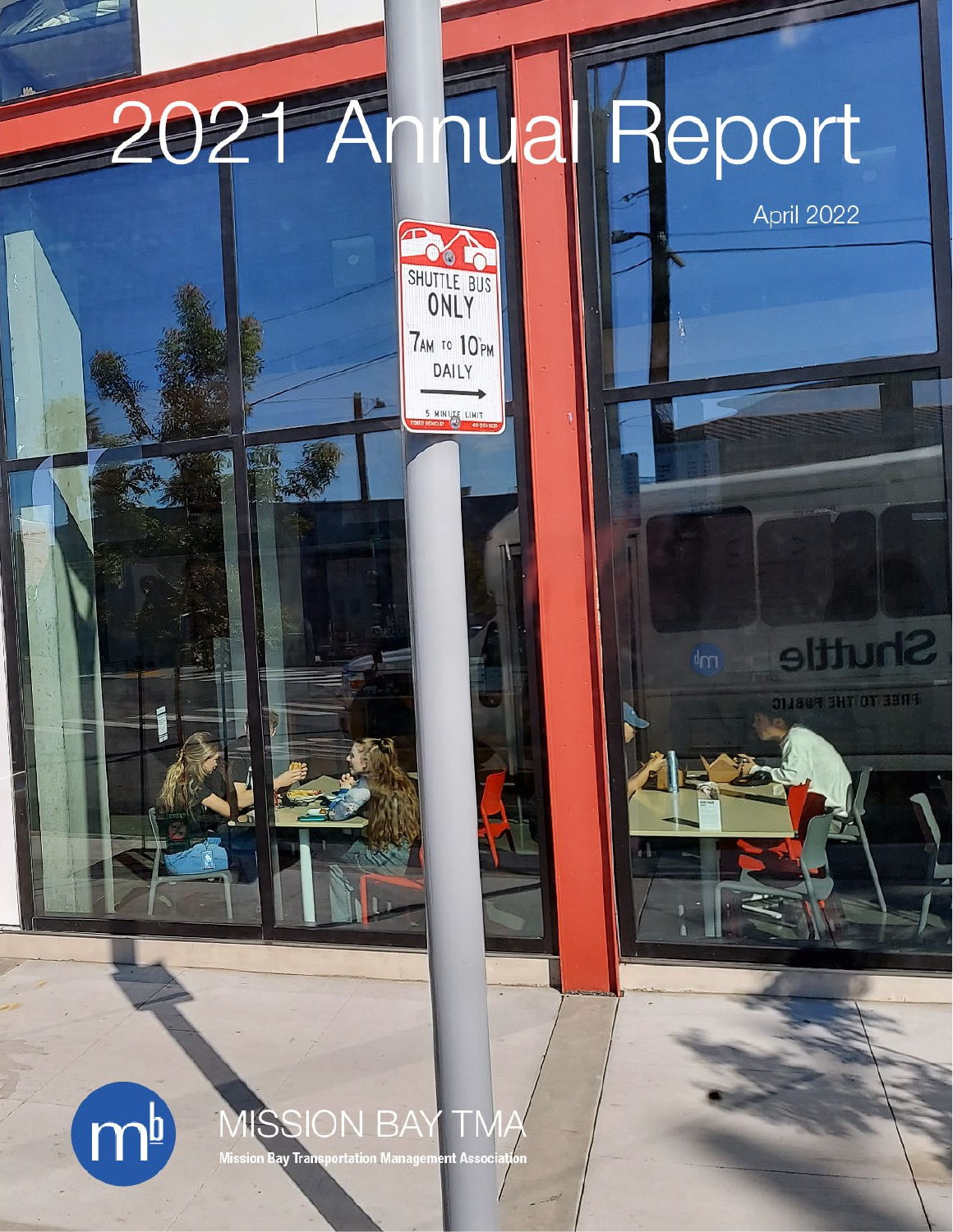# 2021 Annual Report

April 2022

MISSION BAY TMA

**Mission Bay Transportation Management Association**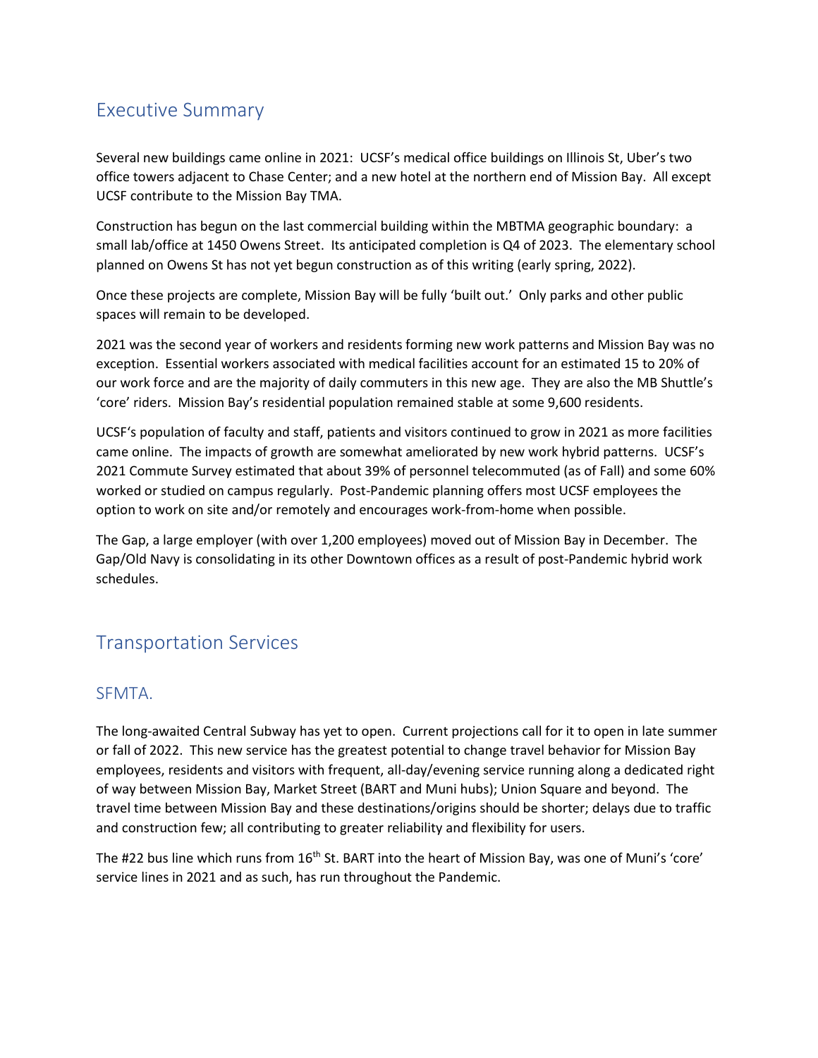## Executive Summary

Several new buildings came online in 2021: UCSF's medical office buildings on Illinois St, Uber's two office towers adjacent to Chase Center; and a new hotel at the northern end of Mission Bay. All except UCSF contribute to the Mission Bay TMA.

Construction has begun on the last commercial building within the MBTMA geographic boundary: a small lab/office at 1450 Owens Street. Its anticipated completion is Q4 of 2023. The elementary school planned on Owens St has not yet begun construction as of this writing (early spring, 2022).

Once these projects are complete, Mission Bay will be fully 'built out.' Only parks and other public spaces will remain to be developed.

2021 was the second year of workers and residents forming new work patterns and Mission Bay was no exception. Essential workers associated with medical facilities account for an estimated 15 to 20% of our work force and are the majority of daily commuters in this new age. They are also the MB Shuttle's 'core' riders. Mission Bay's residential population remained stable at some 9,600 residents.

UCSF's population of faculty and staff, patients and visitors continued to grow in 2021 as more facilities came online. The impacts of growth are somewhat ameliorated by new work hybrid patterns. UCSF's 2021 Commute Survey estimated that about 39% of personnel telecommuted (as of Fall) and some 60% worked or studied on campus regularly. Post-Pandemic planning offers most UCSF employees the option to work on site and/or remotely and encourages work-from-home when possible.

The Gap, a large employer (with over 1,200 employees) moved out of Mission Bay in December. The Gap/Old Navy is consolidating in its other Downtown offices as a result of post-Pandemic hybrid work schedules.

## Transportation Services

### SFMTA.

The long-awaited Central Subway has yet to open. Current projections call for it to open in late summer or fall of 2022. This new service has the greatest potential to change travel behavior for Mission Bay employees, residents and visitors with frequent, all-day/evening service running along a dedicated right of way between Mission Bay, Market Street (BART and Muni hubs); Union Square and beyond. The travel time between Mission Bay and these destinations/origins should be shorter; delays due to traffic and construction few; all contributing to greater reliability and flexibility for users.

The #22 bus line which runs from 16th St. BART into the heart of Mission Bay, was one of Muni's 'core' service lines in 2021 and as such, has run throughout the Pandemic.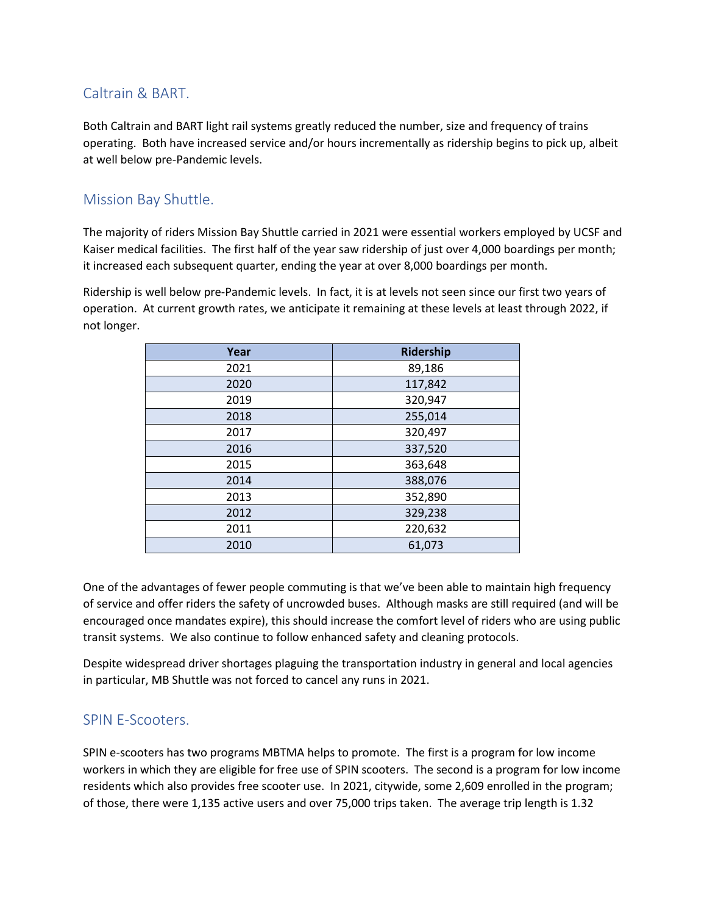## Caltrain & BART.

Both Caltrain and BART light rail systems greatly reduced the number, size and frequency of trains operating. Both have increased service and/or hours incrementally as ridership begins to pick up, albeit at well below pre-Pandemic levels.

## Mission Bay Shuttle.

The majority of riders Mission Bay Shuttle carried in 2021 were essential workers employed by UCSF and Kaiser medical facilities. The first half of the year saw ridership of just over 4,000 boardings per month; it increased each subsequent quarter, ending the year at over 8,000 boardings per month.

Ridership is well below pre-Pandemic levels. In fact, it is at levels not seen since our first two years of operation. At current growth rates, we anticipate it remaining at these levels at least through 2022, if not longer.

| Year | Ridership |
|---|---|
| 2021 | 89,186 |
| 2020 | 117,842 |
| 2019 | 320,947 |
| 2018 | 255,014 |
| 2017 | 320,497 |
| 2016 | 337,520 |
| 2015 | 363,648 |
| 2014 | 388,076 |
| 2013 | 352,890 |
| 2012 | 329,238 |
| 2011 | 220,632 |
| 2010 | 61,073 |

One of the advantages of fewer people commuting is that we've been able to maintain high frequency of service and offer riders the safety of uncrowded buses. Although masks are still required (and will be encouraged once mandates expire), this should increase the comfort level of riders who are using public transit systems. We also continue to follow enhanced safety and cleaning protocols.

Despite widespread driver shortages plaguing the transportation industry in general and local agencies in particular, MB Shuttle was not forced to cancel any runs in 2021.

## SPIN E-Scooters.

SPIN e-scooters has two programs MBTMA helps to promote. The first is a program for low income workers in which they are eligible for free use of SPIN scooters. The second is a program for low income residents which also provides free scooter use. In 2021, citywide, some 2,609 enrolled in the program; of those, there were 1,135 active users and over 75,000 trips taken. The average trip length is 1.32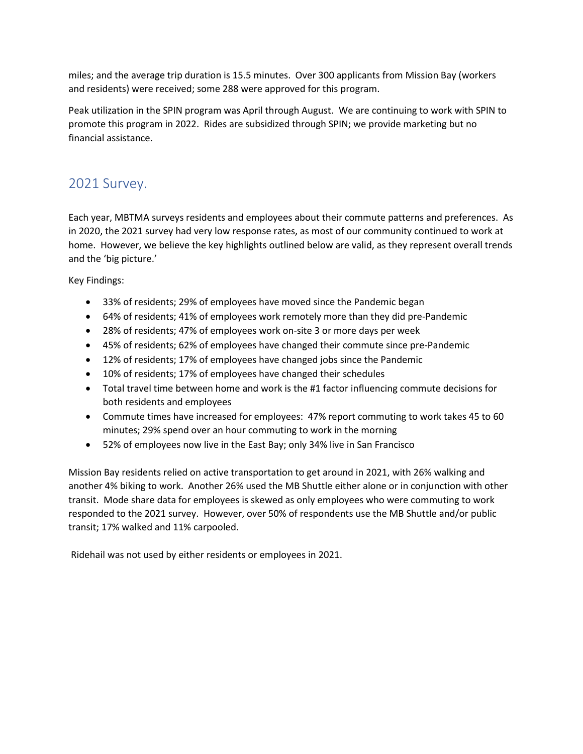miles; and the average trip duration is 15.5 minutes. Over 300 applicants from Mission Bay (workers and residents) were received; some 288 were approved for this program.

Peak utilization in the SPIN program was April through August. We are continuing to work with SPIN to promote this program in 2022. Rides are subsidized through SPIN; we provide marketing but no financial assistance.

## 2021 Survey.

Each year, MBTMA surveys residents and employees about their commute patterns and preferences. As in 2020, the 2021 survey had very low response rates, as most of our community continued to work at home. However, we believe the key highlights outlined below are valid, as they represent overall trends and the 'big picture.'

Key Findings:

- 33% of residents; 29% of employees have moved since the Pandemic began
- 64% of residents; 41% of employees work remotely more than they did pre-Pandemic
- 28% of residents; 47% of employees work on-site 3 or more days per week
- 45% of residents; 62% of employees have changed their commute since pre-Pandemic
- 12% of residents; 17% of employees have changed jobs since the Pandemic
- 10% of residents; 17% of employees have changed their schedules
- Total travel time between home and work is the #1 factor influencing commute decisions for both residents and employees
- Commute times have increased for employees: 47% report commuting to work takes 45 to 60 minutes; 29% spend over an hour commuting to work in the morning
- 52% of employees now live in the East Bay; only 34% live in San Francisco

Mission Bay residents relied on active transportation to get around in 2021, with 26% walking and another 4% biking to work. Another 26% used the MB Shuttle either alone or in conjunction with other transit. Mode share data for employees is skewed as only employees who were commuting to work responded to the 2021 survey. However, over 50% of respondents use the MB Shuttle and/or public transit; 17% walked and 11% carpooled.

Ridehail was not used by either residents or employees in 2021.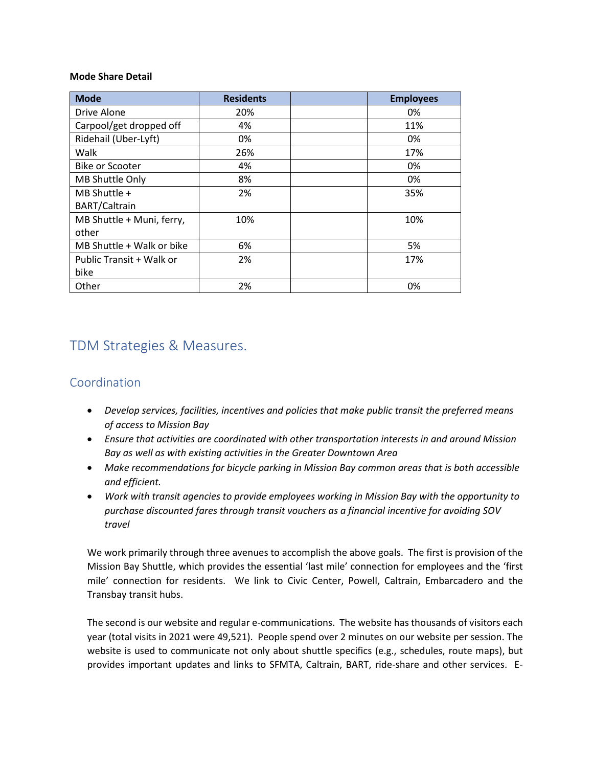**Mode Share Detail**

| Mode | Residents | | Employees |
|---|---|---|---|
| Drive Alone | 20% | | 0% |
| Carpool/get dropped off | 4% | | 11% |
| Ridehail (Uber-Lyft) | 0% | | 0% |
| Walk | 26% | | 17% |
| Bike or Scooter | 4% | | 0% |
| MB Shuttle Only | 8% | | 0% |
| MB Shuttle + BART/Caltrain | 2% | | 35% |
| MB Shuttle + Muni, ferry, other | 10% | | 10% |
| MB Shuttle + Walk or bike | 6% | | 5% |
| Public Transit + Walk or bike | 2% | | 17% |
| Other | 2% | | 0% |

# TDM Strategies & Measures.

## Coordination

- *Develop services, facilities, incentives and policies that make public transit the preferred means of access to Mission Bay*
- *Ensure that activities are coordinated with other transportation interests in and around Mission Bay as well as with existing activities in the Greater Downtown Area*
- *Make recommendations for bicycle parking in Mission Bay common areas that is both accessible and efficient.*
- *Work with transit agencies to provide employees working in Mission Bay with the opportunity to purchase discounted fares through transit vouchers as a financial incentive for avoiding SOV travel*

We work primarily through three avenues to accomplish the above goals. The first is provision of the Mission Bay Shuttle, which provides the essential 'last mile' connection for employees and the 'first mile' connection for residents. We link to Civic Center, Powell, Caltrain, Embarcadero and the Transbay transit hubs.

The second is our website and regular e-communications. The website has thousands of visitors each year (total visits in 2021 were 49,521). People spend over 2 minutes on our website per session. The website is used to communicate not only about shuttle specifics (e.g., schedules, route maps), but provides important updates and links to SFMTA, Caltrain, BART, ride-share and other services. E-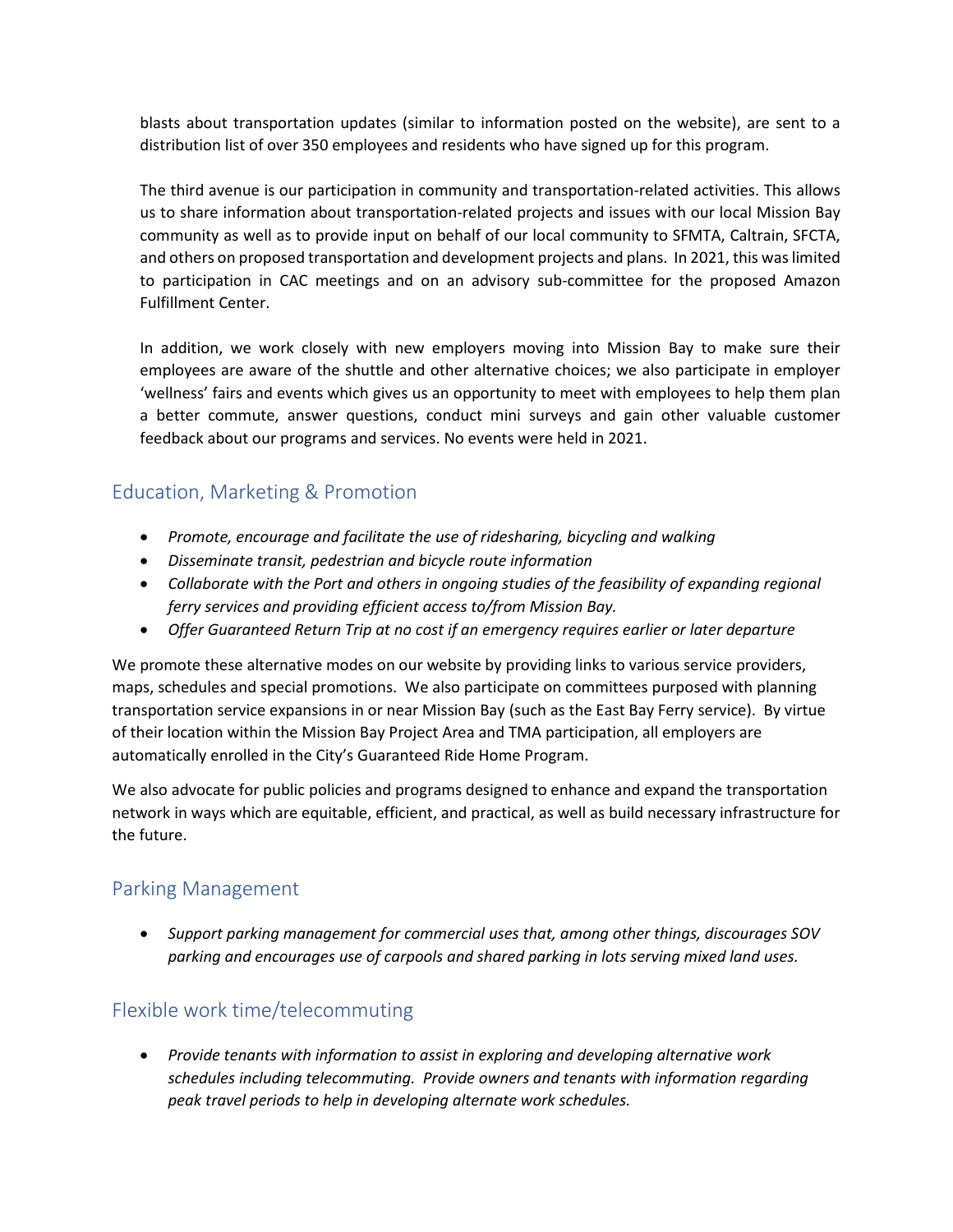blasts about transportation updates (similar to information posted on the website), are sent to a distribution list of over 350 employees and residents who have signed up for this program.

The third avenue is our participation in community and transportation-related activities. This allows us to share information about transportation-related projects and issues with our local Mission Bay community as well as to provide input on behalf of our local community to SFMTA, Caltrain, SFCTA, and others on proposed transportation and development projects and plans. In 2021, this was limited to participation in CAC meetings and on an advisory sub-committee for the proposed Amazon Fulfillment Center.

In addition, we work closely with new employers moving into Mission Bay to make sure their employees are aware of the shuttle and other alternative choices; we also participate in employer 'wellness' fairs and events which gives us an opportunity to meet with employees to help them plan a better commute, answer questions, conduct mini surveys and gain other valuable customer feedback about our programs and services. No events were held in 2021.

## Education, Marketing & Promotion

- *Promote, encourage and facilitate the use of ridesharing, bicycling and walking*
- *Disseminate transit, pedestrian and bicycle route information*
- *Collaborate with the Port and others in ongoing studies of the feasibility of expanding regional ferry services and providing efficient access to/from Mission Bay.*
- *Offer Guaranteed Return Trip at no cost if an emergency requires earlier or later departure*

We promote these alternative modes on our website by providing links to various service providers, maps, schedules and special promotions. We also participate on committees purposed with planning transportation service expansions in or near Mission Bay (such as the East Bay Ferry service). By virtue of their location within the Mission Bay Project Area and TMA participation, all employers are automatically enrolled in the City's Guaranteed Ride Home Program.

We also advocate for public policies and programs designed to enhance and expand the transportation network in ways which are equitable, efficient, and practical, as well as build necessary infrastructure for the future.

## Parking Management

- *Support parking management for commercial uses that, among other things, discourages SOV parking and encourages use of carpools and shared parking in lots serving mixed land uses.*

## Flexible work time/telecommuting

- *Provide tenants with information to assist in exploring and developing alternative work schedules including telecommuting. Provide owners and tenants with information regarding peak travel periods to help in developing alternate work schedules.*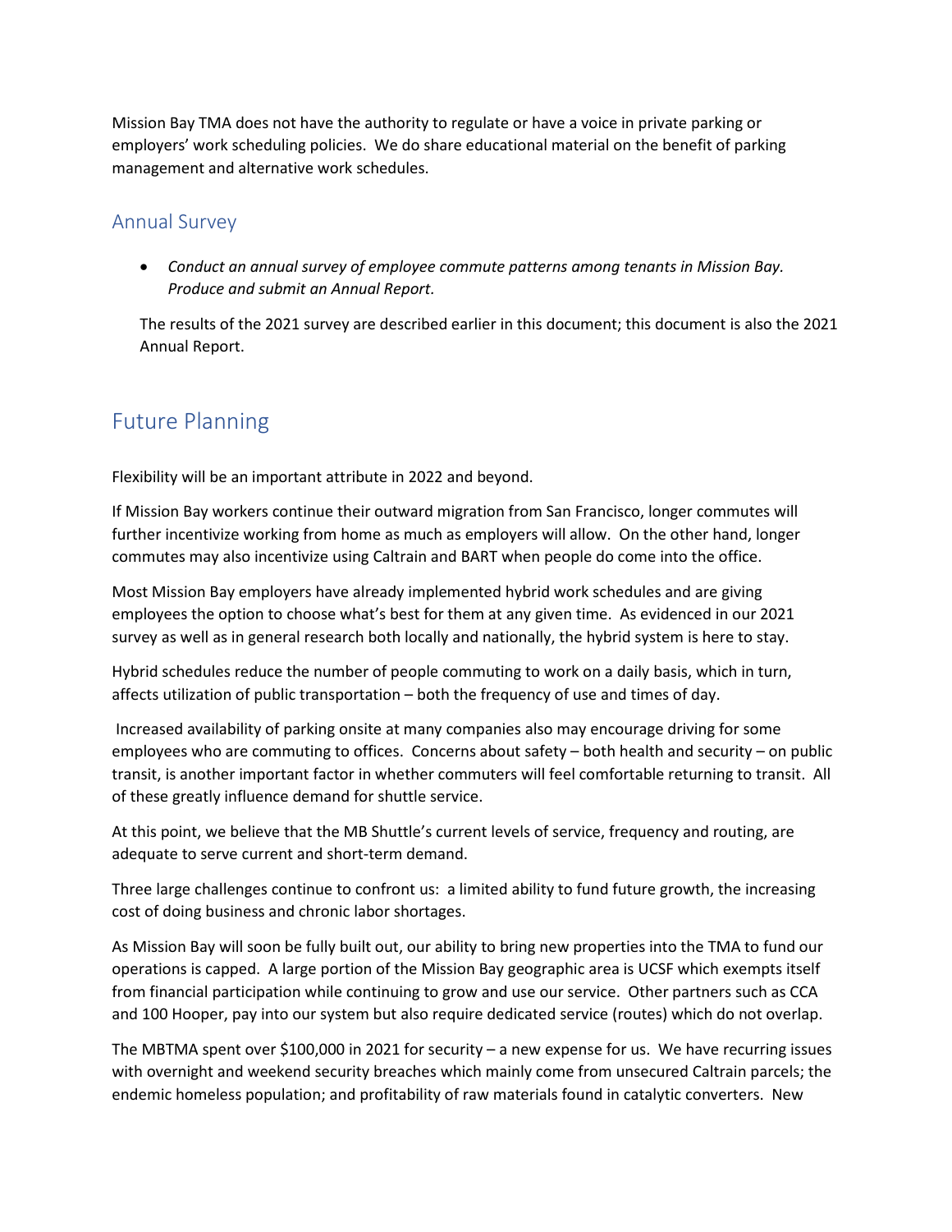Mission Bay TMA does not have the authority to regulate or have a voice in private parking or employers' work scheduling policies. We do share educational material on the benefit of parking management and alternative work schedules.

### Annual Survey

- *Conduct an annual survey of employee commute patterns among tenants in Mission Bay. Produce and submit an Annual Report.*

The results of the 2021 survey are described earlier in this document; this document is also the 2021 Annual Report.

## Future Planning

Flexibility will be an important attribute in 2022 and beyond.

If Mission Bay workers continue their outward migration from San Francisco, longer commutes will further incentivize working from home as much as employers will allow. On the other hand, longer commutes may also incentivize using Caltrain and BART when people do come into the office.

Most Mission Bay employers have already implemented hybrid work schedules and are giving employees the option to choose what's best for them at any given time. As evidenced in our 2021 survey as well as in general research both locally and nationally, the hybrid system is here to stay.

Hybrid schedules reduce the number of people commuting to work on a daily basis, which in turn, affects utilization of public transportation – both the frequency of use and times of day.

Increased availability of parking onsite at many companies also may encourage driving for some employees who are commuting to offices. Concerns about safety – both health and security – on public transit, is another important factor in whether commuters will feel comfortable returning to transit. All of these greatly influence demand for shuttle service.

At this point, we believe that the MB Shuttle's current levels of service, frequency and routing, are adequate to serve current and short-term demand.

Three large challenges continue to confront us: a limited ability to fund future growth, the increasing cost of doing business and chronic labor shortages.

As Mission Bay will soon be fully built out, our ability to bring new properties into the TMA to fund our operations is capped. A large portion of the Mission Bay geographic area is UCSF which exempts itself from financial participation while continuing to grow and use our service. Other partners such as CCA and 100 Hooper, pay into our system but also require dedicated service (routes) which do not overlap.

The MBTMA spent over $100,000 in 2021 for security – a new expense for us. We have recurring issues with overnight and weekend security breaches which mainly come from unsecured Caltrain parcels; the endemic homeless population; and profitability of raw materials found in catalytic converters. New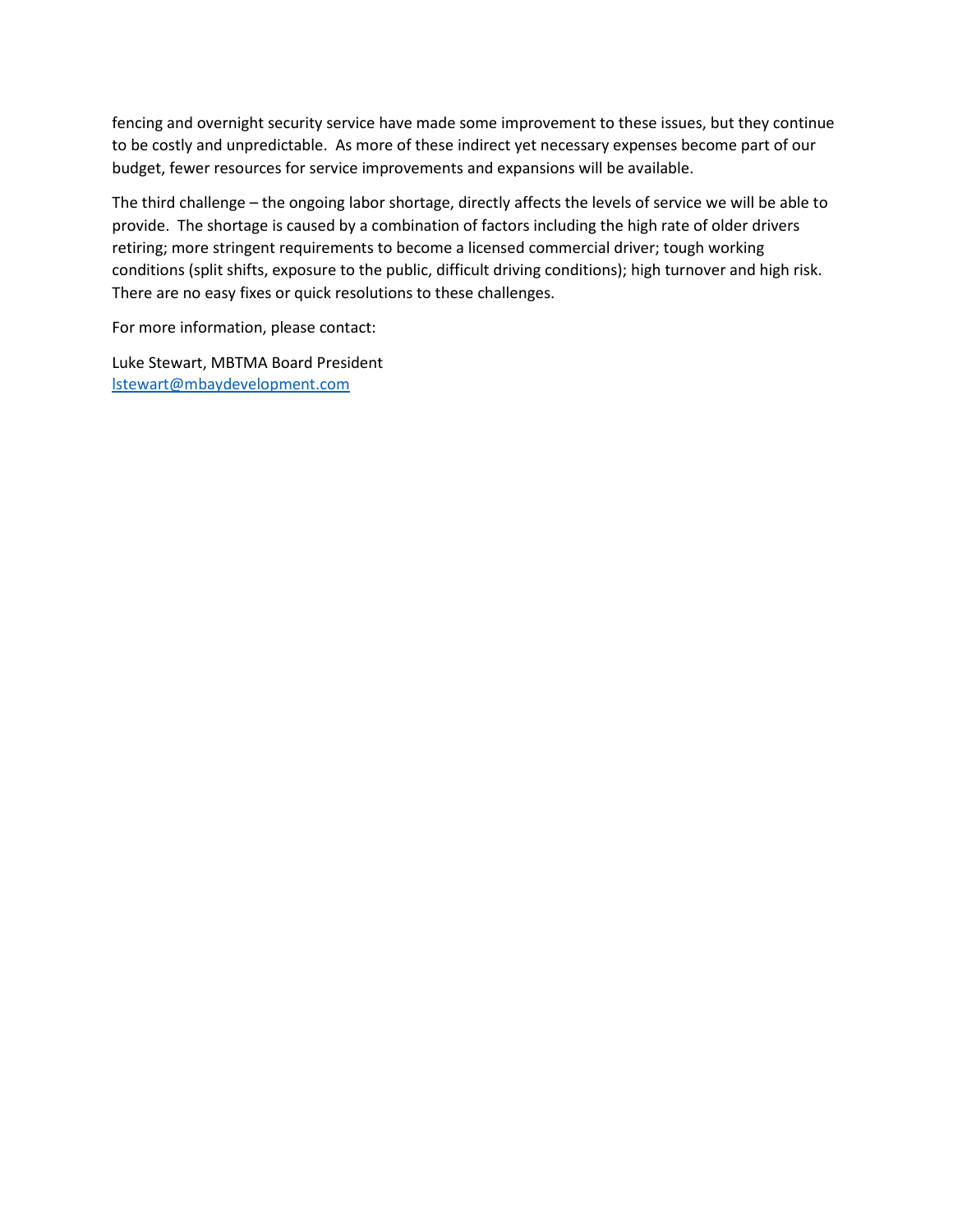fencing and overnight security service have made some improvement to these issues, but they continue to be costly and unpredictable. As more of these indirect yet necessary expenses become part of our budget, fewer resources for service improvements and expansions will be available.

The third challenge – the ongoing labor shortage, directly affects the levels of service we will be able to provide. The shortage is caused by a combination of factors including the high rate of older drivers retiring; more stringent requirements to become a licensed commercial driver; tough working conditions (split shifts, exposure to the public, difficult driving conditions); high turnover and high risk. There are no easy fixes or quick resolutions to these challenges.

For more information, please contact:

Luke Stewart, MBTMA Board President
lstewart@mbaydevelopment.com